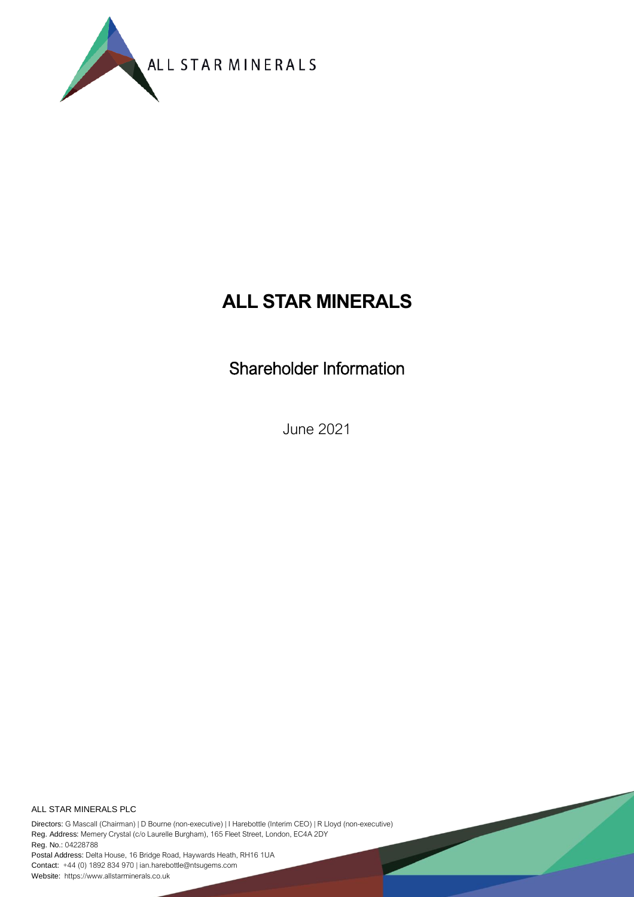ALL STAR MINERALS

# ALL STAR MINERALS

## Shareholder Information

June 2021

ALL STAR MINERALS PLC

Directors: G Mascall (Chairman) | D Bourne (non-executive) | I Harebottle (Interim CEO) | R Lloyd (non-executive)
Reg. Address: Memery Crystal (c/o Laurelle Burgham), 165 Fleet Street, London, EC4A 2DY
Reg. No.: 04228788
Postal Address: Delta House, 16 Bridge Road, Haywards Heath, RH16 1UA
Contact: +44 (0) 1892 834 970 | ian.harebottle@ntsugems.com
Website: https://www.allstarminerals.co.uk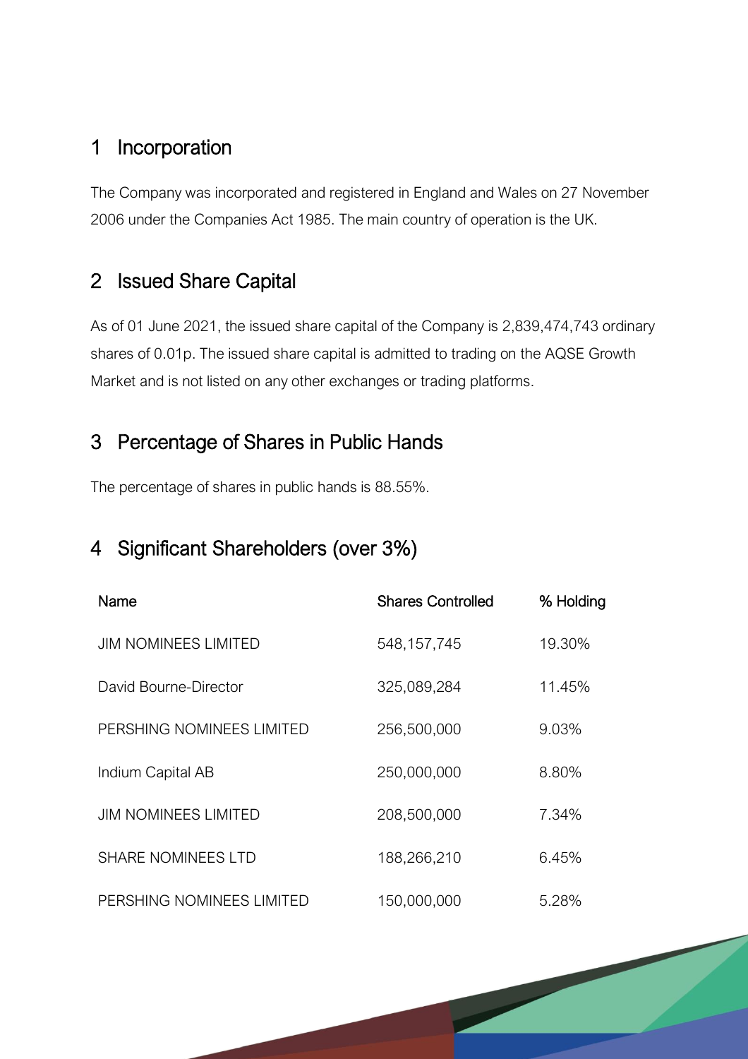## 1 Incorporation

The Company was incorporated and registered in England and Wales on 27 November 2006 under the Companies Act 1985. The main country of operation is the UK.

## 2 Issued Share Capital

As of 01 June 2021, the issued share capital of the Company is 2,839,474,743 ordinary shares of 0.01p. The issued share capital is admitted to trading on the AQSE Growth Market and is not listed on any other exchanges or trading platforms.

## 3 Percentage of Shares in Public Hands

The percentage of shares in public hands is 88.55%.

## 4 Significant Shareholders (over 3%)

| Name | Shares Controlled | % Holding |
| --- | --- | --- |
| JIM NOMINEES LIMITED | 548,157,745 | 19.30% |
| David Bourne-Director | 325,089,284 | 11.45% |
| PERSHING NOMINEES LIMITED | 256,500,000 | 9.03% |
| Indium Capital AB | 250,000,000 | 8.80% |
| JIM NOMINEES LIMITED | 208,500,000 | 7.34% |
| SHARE NOMINEES LTD | 188,266,210 | 6.45% |
| PERSHING NOMINEES LIMITED | 150,000,000 | 5.28% |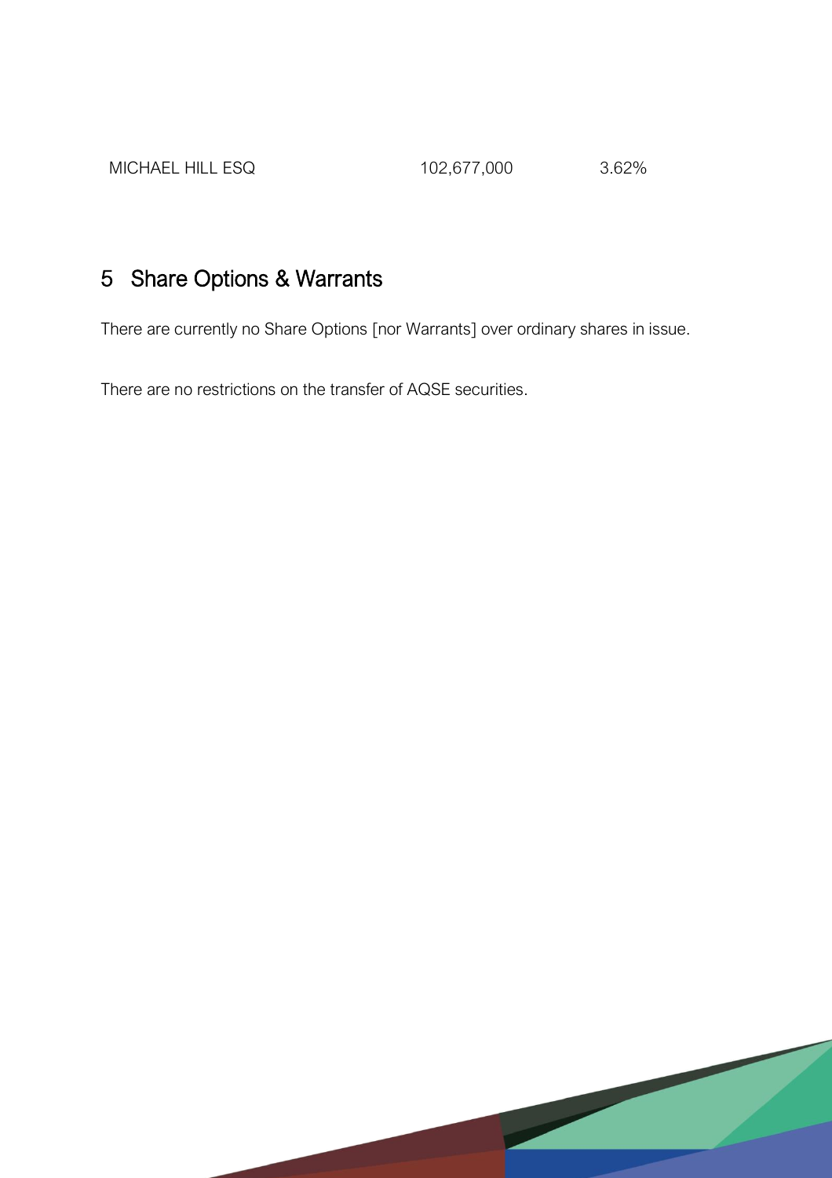| | | |
|---|---|---|
| MICHAEL HILL ESQ | 102,677,000 | 3.62% |

## 5 Share Options & Warrants

There are currently no Share Options [nor Warrants] over ordinary shares in issue.

There are no restrictions on the transfer of AQSE securities.